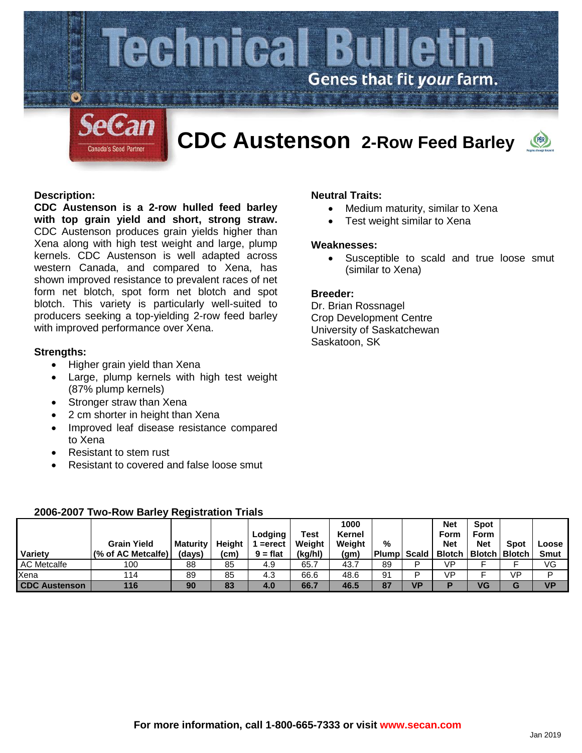# Technical Bulletin

Genes that fit *your* farm.

SeCan — Canada's Seed Partner

# CDC Austenson 2-Row Feed Barley

### Description:

**CDC Austenson is a 2-row hulled feed barley with top grain yield and short, strong straw.** CDC Austenson produces grain yields higher than Xena along with high test weight and large, plump kernels. CDC Austenson is well adapted across western Canada, and compared to Xena, has shown improved resistance to prevalent races of net form net blotch, spot form net blotch and spot blotch. This variety is particularly well-suited to producers seeking a top-yielding 2-row feed barley with improved performance over Xena.

### Strengths:

- Higher grain yield than Xena
- Large, plump kernels with high test weight (87% plump kernels)
- Stronger straw than Xena
- 2 cm shorter in height than Xena
- Improved leaf disease resistance compared to Xena
- Resistant to stem rust
- Resistant to covered and false loose smut

### Neutral Traits:

- Medium maturity, similar to Xena
- Test weight similar to Xena

### Weaknesses:

- Susceptible to scald and true loose smut (similar to Xena)

### Breeder:

Dr. Brian Rossnagel
Crop Development Centre
University of Saskatchewan
Saskatoon, SK

### 2006-2007 Two-Row Barley Registration Trials

| Variety | Grain Yield (% of AC Metcalfe) | Maturity (days) | Height (cm) | Lodging 1 =erect 9 = flat | Test Weight (kg/hl) | 1000 Kernel Weight (gm) | % Plump | Scald | Net Form Net Blotch | Spot Form Net Blotch | Spot Blotch | Loose Smut |
|---|---|---|---|---|---|---|---|---|---|---|---|---|
| AC Metcalfe | 100 | 88 | 85 | 4.9 | 65.7 | 43.7 | 89 | P | VP | F | F | VG |
| Xena | 114 | 89 | 85 | 4.3 | 66.6 | 48.6 | 91 | P | VP | F | VP | P |
| **CDC Austenson** | **116** | **90** | **83** | **4.0** | **66.7** | **46.5** | **87** | **VP** | **P** | **VG** | **G** | **VP** |

**For more information, call 1-800-665-7333 or visit www.secan.com**

Jan 2019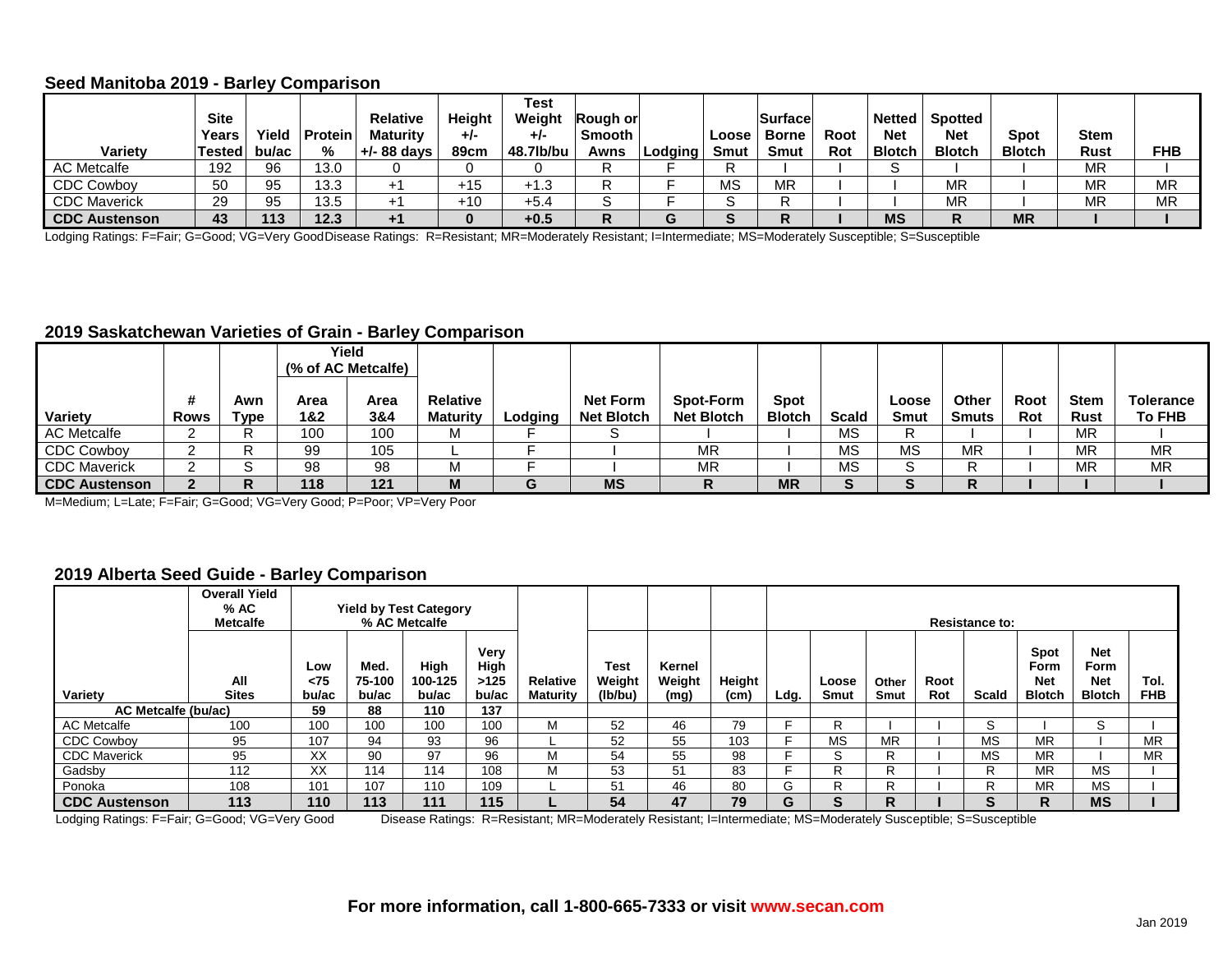## Seed Manitoba 2019 - Barley Comparison

| Variety | Site Years Tested | Yield bu/ac | Protein % | Relative Maturity +/- 88 days | Height +/- 89cm | Test Weight +/- 48.7lb/bu | Rough or Smooth Awns | Lodging | Loose Smut | Surface Borne Smut | Root Rot | Netted Net Blotch | Spotted Net Blotch | Spot Blotch | Stem Rust | FHB |
|---|---|---|---|---|---|---|---|---|---|---|---|---|---|---|---|---|
| AC Metcalfe | 192 | 96 | 13.0 | 0 | 0 | 0 | R | F | R | I | I | S | I | I | MR | I |
| CDC Cowboy | 50 | 95 | 13.3 | +1 | +15 | +1.3 | R | F | MS | MR | I | I | MR | I | MR | MR |
| CDC Maverick | 29 | 95 | 13.5 | +1 | +10 | +5.4 | S | F | S | R | I | I | MR | I | MR | MR |
| **CDC Austenson** | **43** | **113** | **12.3** | **+1** | **0** | **+0.5** | **R** | **G** | **S** | **R** | **I** | **MS** | **R** | **MR** | **I** | **I** |

Lodging Ratings: F=Fair; G=Good; VG=Very Good Disease Ratings: R=Resistant; MR=Moderately Resistant; I=Intermediate; MS=Moderately Susceptible; S=Susceptible

## 2019 Saskatchewan Varieties of Grain - Barley Comparison

| Variety | # Rows | Awn Type | Yield (% of AC Metcalfe) Area 1&2 | Area 3&4 | Relative Maturity | Lodging | Net Form Net Blotch | Spot-Form Net Blotch | Spot Blotch | Scald | Loose Smut | Other Smuts | Root Rot | Stem Rust | Tolerance To FHB |
|---|---|---|---|---|---|---|---|---|---|---|---|---|---|---|---|
| AC Metcalfe | 2 | R | 100 | 100 | M | F | S | I | I | MS | R | I | I | MR | I |
| CDC Cowboy | 2 | R | 99 | 105 | L | F | I | MR | I | MS | MS | MR | I | MR | MR |
| CDC Maverick | 2 | S | 98 | 98 | M | F | I | MR | I | MS | S | R | I | MR | MR |
| **CDC Austenson** | **2** | **R** | **118** | **121** | **M** | **G** | **MS** | **R** | **MR** | **S** | **S** | **R** | **I** | **I** | **I** |

M=Medium; L=Late; F=Fair; G=Good; VG=Very Good; P=Poor; VP=Very Poor

## 2019 Alberta Seed Guide - Barley Comparison

| Variety | Overall Yield % AC Metcalfe: All Sites | Yield by Test Category % AC Metcalfe: Low <75 bu/ac | Med. 75-100 bu/ac | High 100-125 bu/ac | Very High >125 bu/ac | Relative Maturity | Test Weight (lb/bu) | Kernel Weight (mg) | Height (cm) | Resistance to: Ldg. | Loose Smut | Other Smut | Root Rot | Scald | Spot Form Net Blotch | Net Form Net Blotch | Tol. FHB |
|---|---|---|---|---|---|---|---|---|---|---|---|---|---|---|---|---|---|
| AC Metcalfe (bu/ac) | | 59 | 88 | 110 | 137 | | | | | | | | | | | | |
| AC Metcalfe | 100 | 100 | 100 | 100 | 100 | M | 52 | 46 | 79 | F | R | I | I | S | I | S | I |
| CDC Cowboy | 95 | 107 | 94 | 93 | 96 | L | 52 | 55 | 103 | F | MS | MR | I | MS | MR | I | MR |
| CDC Maverick | 95 | XX | 90 | 97 | 96 | M | 54 | 55 | 98 | F | S | R | I | MS | MR | I | MR |
| Gadsby | 112 | XX | 114 | 114 | 108 | M | 53 | 51 | 83 | F | R | R | I | R | MR | MS | I |
| Ponoka | 108 | 101 | 107 | 110 | 109 | L | 51 | 46 | 80 | G | R | R | I | R | MR | MS | I |
| **CDC Austenson** | **113** | **110** | **113** | **111** | **115** | **L** | **54** | **47** | **79** | **G** | **S** | **R** | **I** | **S** | **R** | **MS** | **I** |

Lodging Ratings: F=Fair; G=Good; VG=Very Good Disease Ratings: R=Resistant; MR=Moderately Resistant; I=Intermediate; MS=Moderately Susceptible; S=Susceptible

**For more information, call 1-800-665-7333 or visit www.secan.com**

Jan 2019